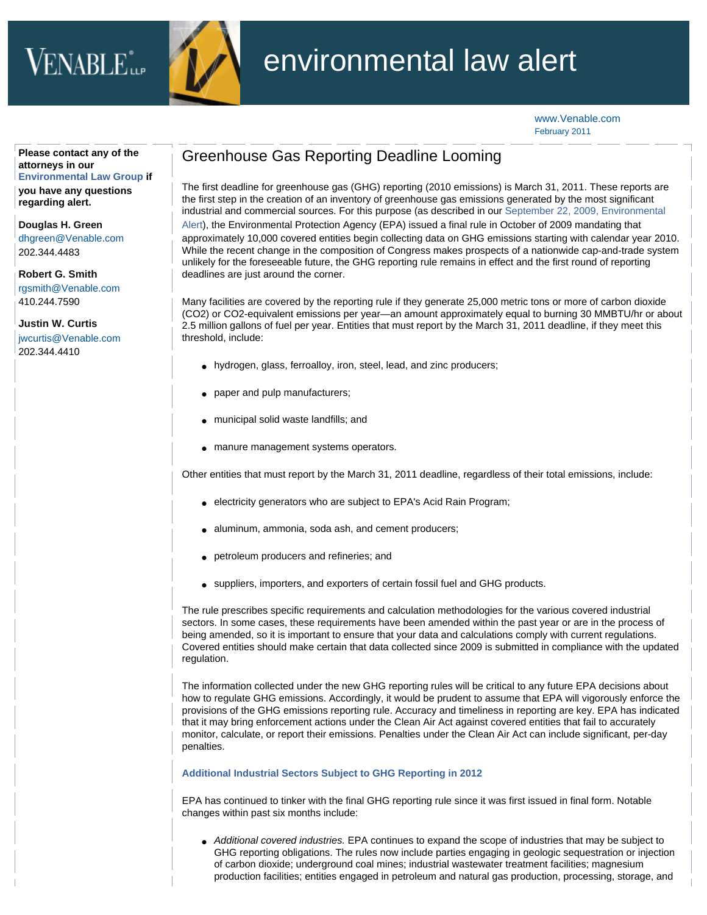# environmental law alert

www.Venable.com
February 2011

**Please contact any of the attorneys in our Environmental Law Group if you have any questions regarding alert.**

**Douglas H. Green**
dhgreen@Venable.com
202.344.4483

**Robert G. Smith**
rgsmith@Venable.com
410.244.7590

**Justin W. Curtis**
jwcurtis@Venable.com
202.344.4410

## Greenhouse Gas Reporting Deadline Looming

The first deadline for greenhouse gas (GHG) reporting (2010 emissions) is March 31, 2011. These reports are the first step in the creation of an inventory of greenhouse gas emissions generated by the most significant industrial and commercial sources. For this purpose (as described in our September 22, 2009, Environmental Alert), the Environmental Protection Agency (EPA) issued a final rule in October of 2009 mandating that approximately 10,000 covered entities begin collecting data on GHG emissions starting with calendar year 2010. While the recent change in the composition of Congress makes prospects of a nationwide cap-and-trade system unlikely for the foreseeable future, the GHG reporting rule remains in effect and the first round of reporting deadlines are just around the corner.

Many facilities are covered by the reporting rule if they generate 25,000 metric tons or more of carbon dioxide (CO2) or CO2-equivalent emissions per year—an amount approximately equal to burning 30 MMBTU/hr or about 2.5 million gallons of fuel per year. Entities that must report by the March 31, 2011 deadline, if they meet this threshold, include:

- hydrogen, glass, ferroalloy, iron, steel, lead, and zinc producers;
- paper and pulp manufacturers;
- municipal solid waste landfills; and
- manure management systems operators.

Other entities that must report by the March 31, 2011 deadline, regardless of their total emissions, include:

- electricity generators who are subject to EPA's Acid Rain Program;
- aluminum, ammonia, soda ash, and cement producers;
- petroleum producers and refineries; and
- suppliers, importers, and exporters of certain fossil fuel and GHG products.

The rule prescribes specific requirements and calculation methodologies for the various covered industrial sectors. In some cases, these requirements have been amended within the past year or are in the process of being amended, so it is important to ensure that your data and calculations comply with current regulations. Covered entities should make certain that data collected since 2009 is submitted in compliance with the updated regulation.

The information collected under the new GHG reporting rules will be critical to any future EPA decisions about how to regulate GHG emissions. Accordingly, it would be prudent to assume that EPA will vigorously enforce the provisions of the GHG emissions reporting rule. Accuracy and timeliness in reporting are key. EPA has indicated that it may bring enforcement actions under the Clean Air Act against covered entities that fail to accurately monitor, calculate, or report their emissions. Penalties under the Clean Air Act can include significant, per-day penalties.

### Additional Industrial Sectors Subject to GHG Reporting in 2012

EPA has continued to tinker with the final GHG reporting rule since it was first issued in final form. Notable changes within past six months include:

- *Additional covered industries.* EPA continues to expand the scope of industries that may be subject to GHG reporting obligations. The rules now include parties engaging in geologic sequestration or injection of carbon dioxide; underground coal mines; industrial wastewater treatment facilities; magnesium production facilities; entities engaged in petroleum and natural gas production, processing, storage, and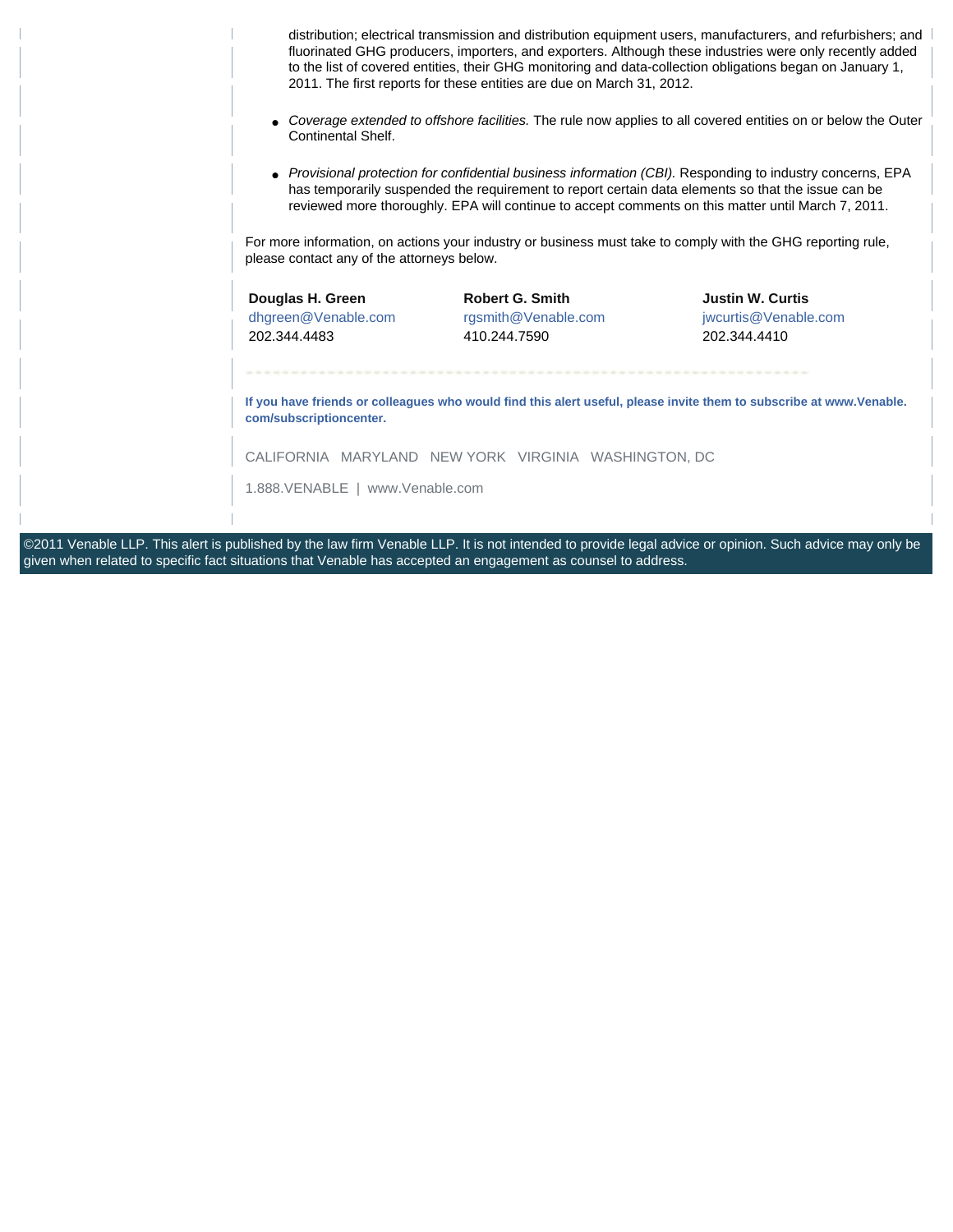distribution; electrical transmission and distribution equipment users, manufacturers, and refurbishers; and fluorinated GHG producers, importers, and exporters. Although these industries were only recently added to the list of covered entities, their GHG monitoring and data-collection obligations began on January 1, 2011. The first reports for these entities are due on March 31, 2012.

- *Coverage extended to offshore facilities.* The rule now applies to all covered entities on or below the Outer Continental Shelf.
- *Provisional protection for confidential business information (CBI).* Responding to industry concerns, EPA has temporarily suspended the requirement to report certain data elements so that the issue can be reviewed more thoroughly. EPA will continue to accept comments on this matter until March 7, 2011.

For more information, on actions your industry or business must take to comply with the GHG reporting rule, please contact any of the attorneys below.

| | | |
|---|---|---|
| **Douglas H. Green** | **Robert G. Smith** | **Justin W. Curtis** |
| dhgreen@Venable.com | rgsmith@Venable.com | jwcurtis@Venable.com |
| 202.344.4483 | 410.244.7590 | 202.344.4410 |

**If you have friends or colleagues who would find this alert useful, please invite them to subscribe at www.Venable.com/subscriptioncenter.**

CALIFORNIA MARYLAND NEW YORK VIRGINIA WASHINGTON, DC

1.888.VENABLE | www.Venable.com

©2011 Venable LLP. This alert is published by the law firm Venable LLP. It is not intended to provide legal advice or opinion. Such advice may only be given when related to specific fact situations that Venable has accepted an engagement as counsel to address.